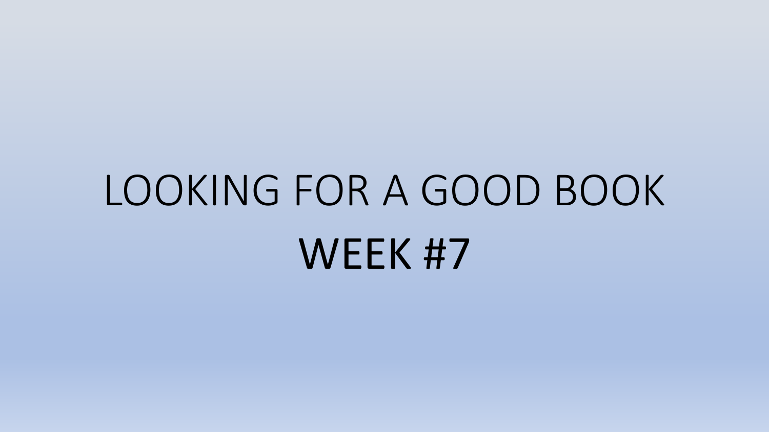# LOOKING FOR A GOOD BOOK

## WEEK #7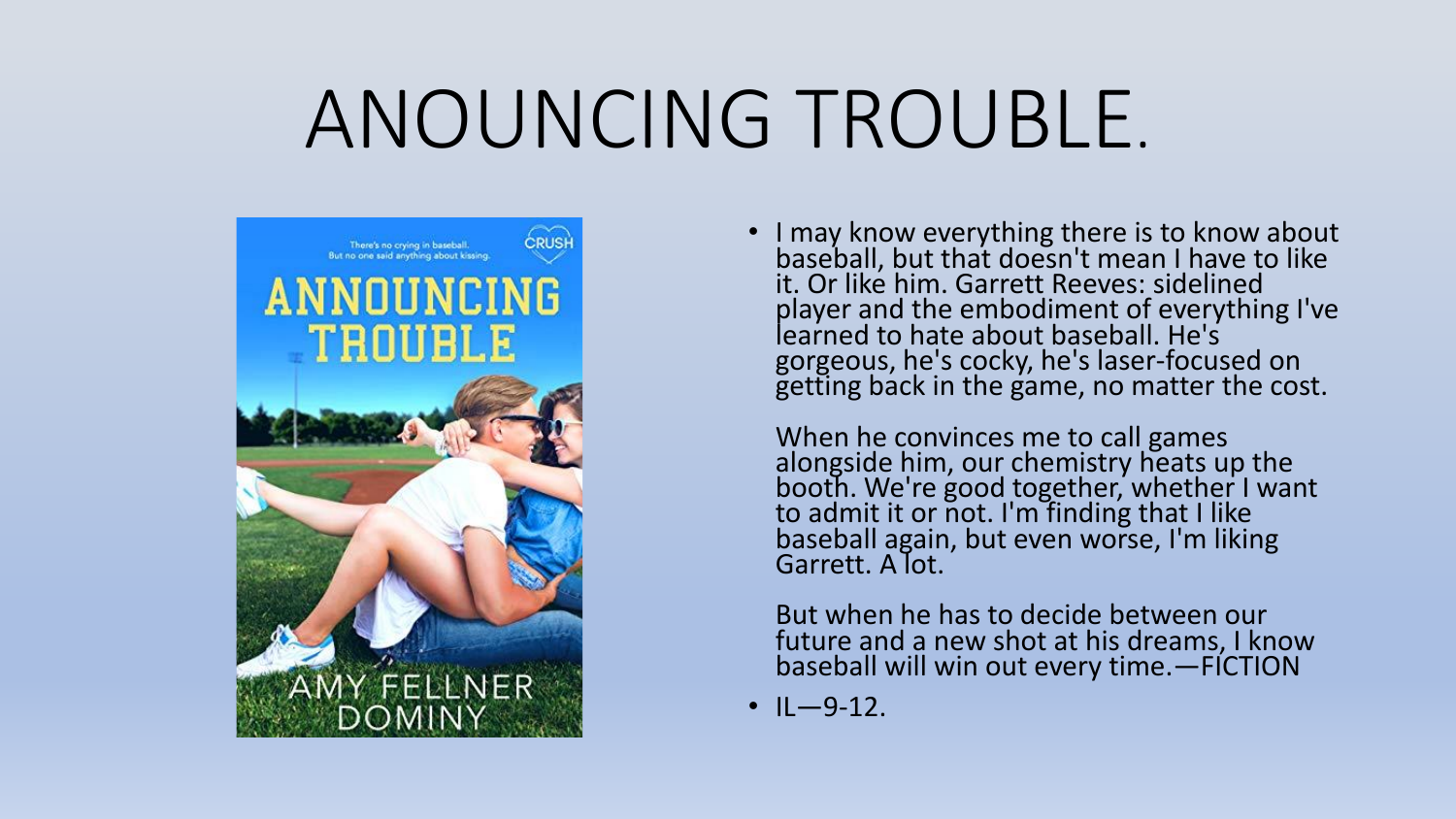# ANOUNCING TROUBLE.

- I may know everything there is to know about baseball, but that doesn't mean I have to like it. Or like him. Garrett Reeves: sidelined player and the embodiment of everything I've learned to hate about baseball. He's gorgeous, he's cocky, he's laser-focused on getting back in the game, no matter the cost.

  When he convinces me to call games alongside him, our chemistry heats up the booth. We're good together, whether I want to admit it or not. I'm finding that I like baseball again, but even worse, I'm liking Garrett. A lot.

  But when he has to decide between our future and a new shot at his dreams, I know baseball will win out every time.—FICTION

- IL—9-12.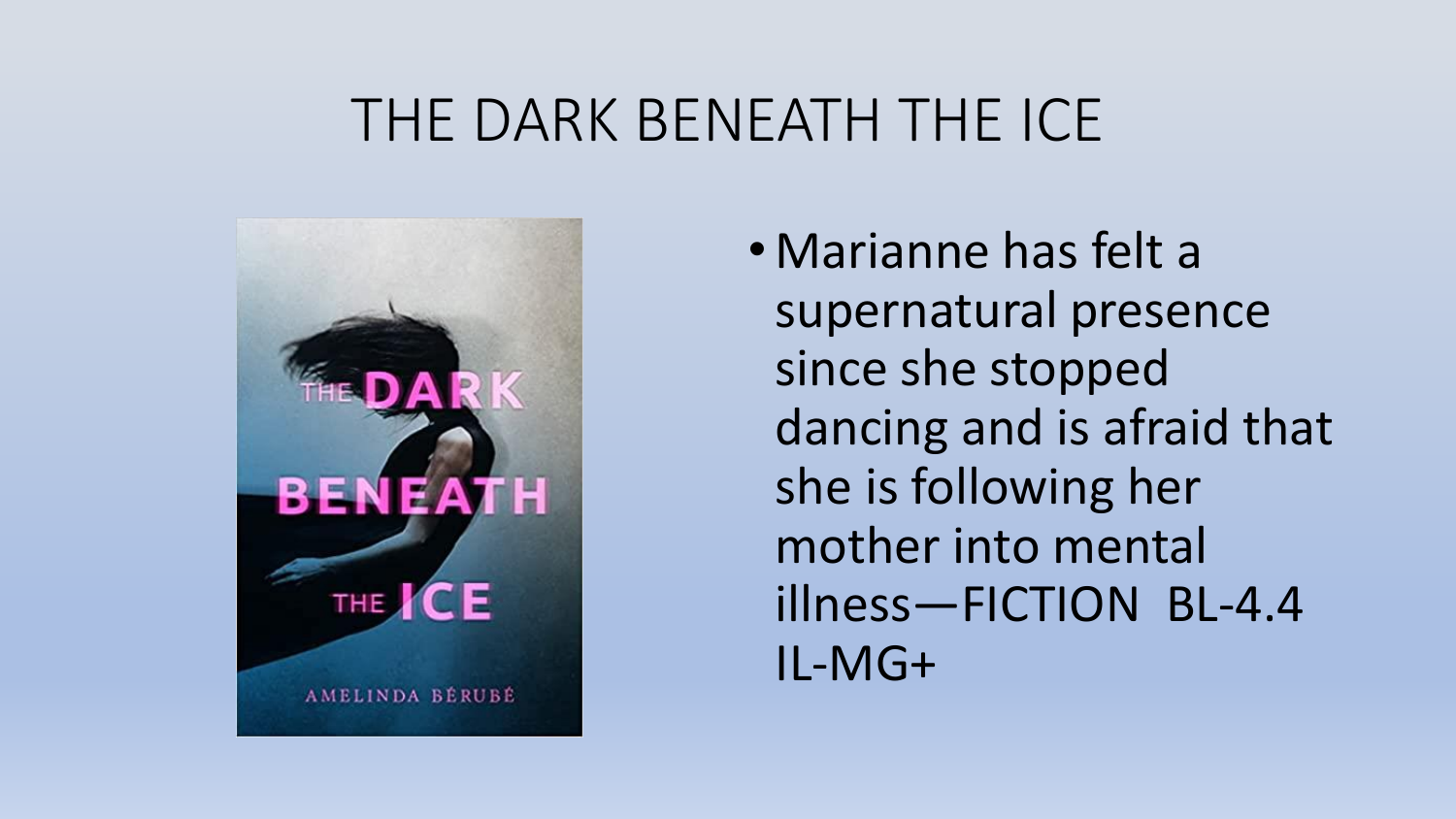# THE DARK BENEATH THE ICE

- Marianne has felt a supernatural presence since she stopped dancing and is afraid that she is following her mother into mental illness—FICTION BL-4.4 IL-MG+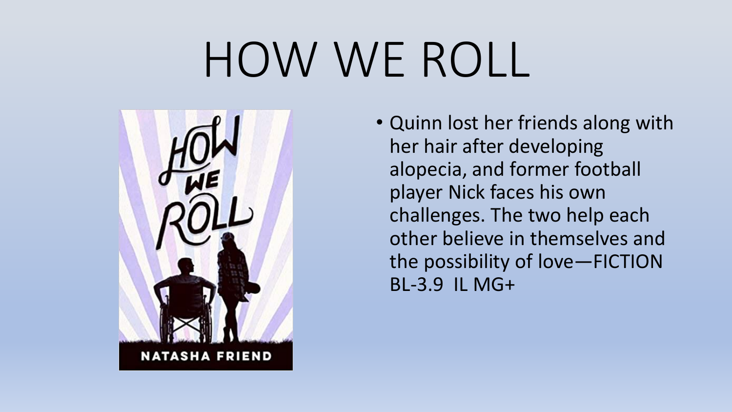# HOW WE ROLL

- Quinn lost her friends along with her hair after developing alopecia, and former football player Nick faces his own challenges. The two help each other believe in themselves and the possibility of love—FICTION BL-3.9 IL MG+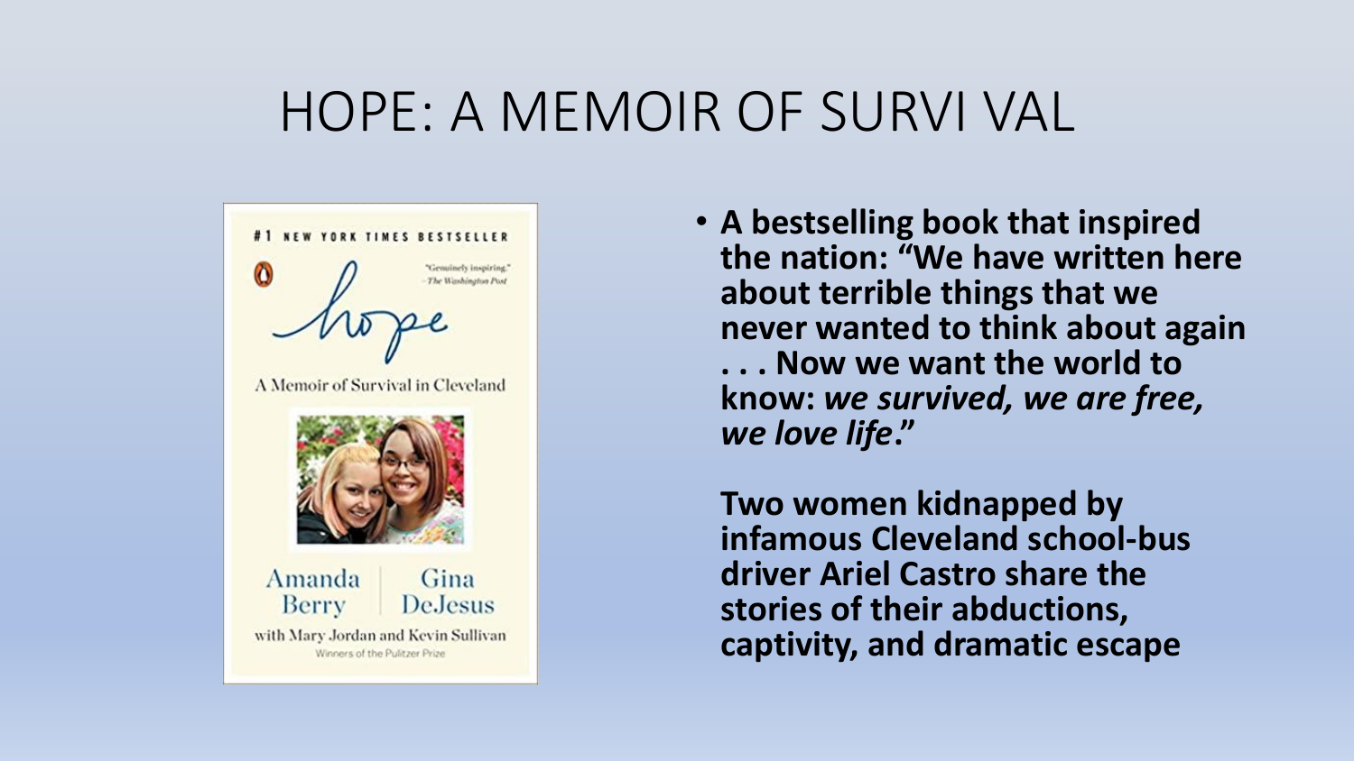# HOPE: A MEMOIR OF SURVI VAL

- **A bestselling book that inspired the nation: "We have written here about terrible things that we never wanted to think about again . . . Now we want the world to know: *we survived, we are free, we love life*."**

  **Two women kidnapped by infamous Cleveland school-bus driver Ariel Castro share the stories of their abductions, captivity, and dramatic escape**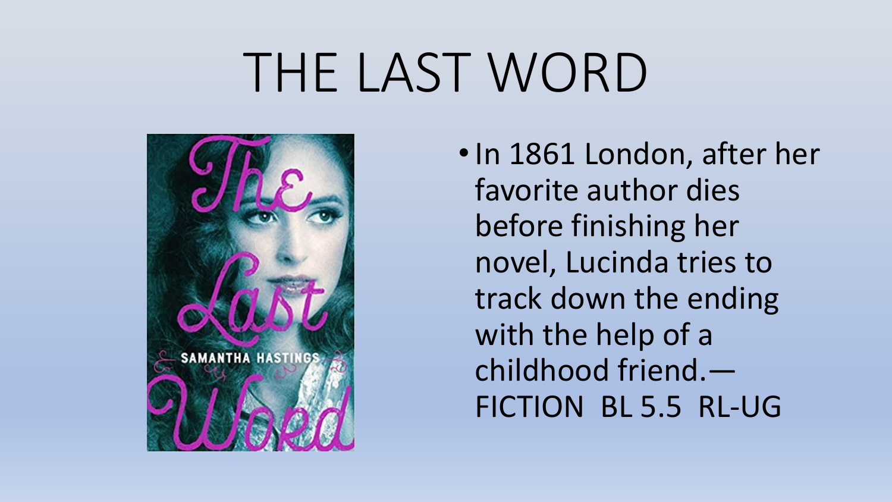# THE LAST WORD

- In 1861 London, after her favorite author dies before finishing her novel, Lucinda tries to track down the ending with the help of a childhood friend.—FICTION  BL 5.5  RL-UG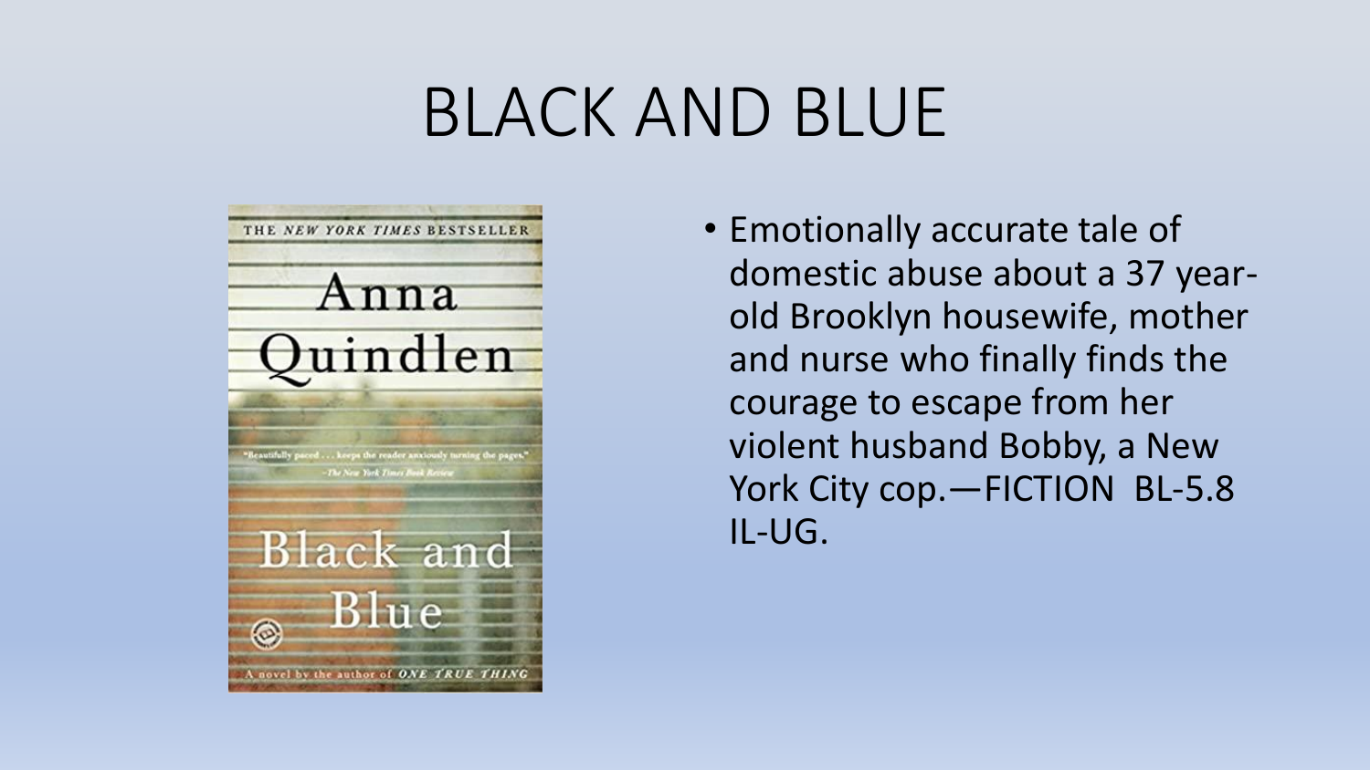# BLACK AND BLUE

- Emotionally accurate tale of domestic abuse about a 37 year-old Brooklyn housewife, mother and nurse who finally finds the courage to escape from her violent husband Bobby, a New York City cop.—FICTION BL-5.8 IL-UG.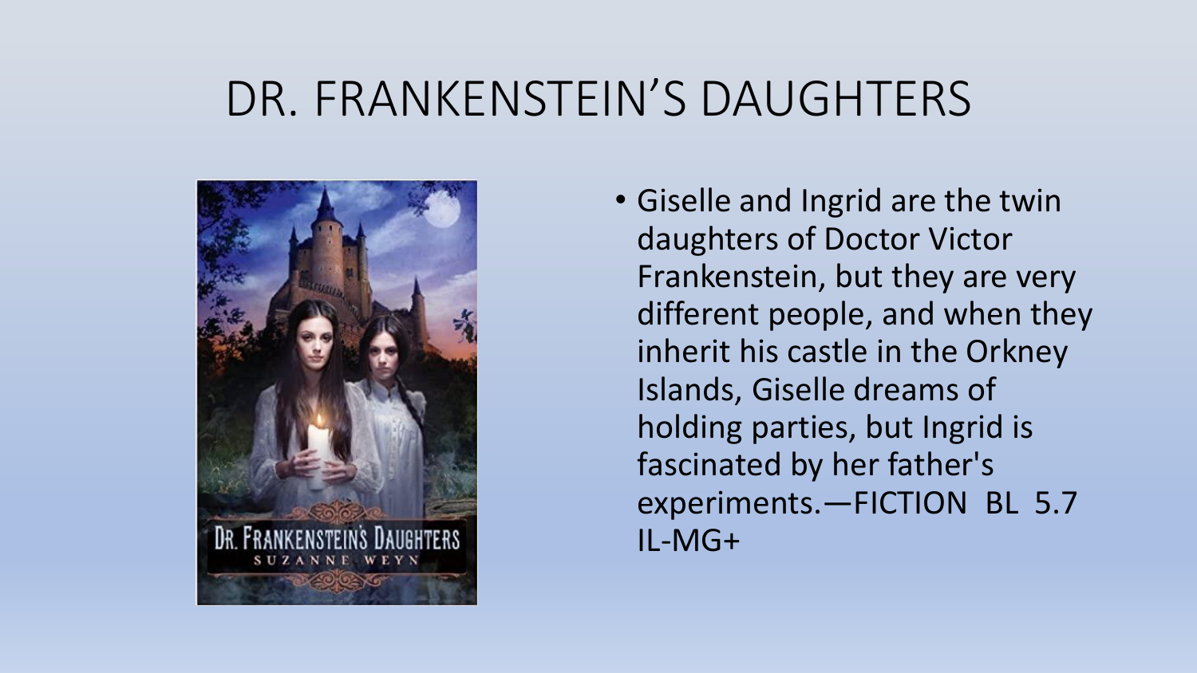# DR. FRANKENSTEIN'S DAUGHTERS

- Giselle and Ingrid are the twin daughters of Doctor Victor Frankenstein, but they are very different people, and when they inherit his castle in the Orkney Islands, Giselle dreams of holding parties, but Ingrid is fascinated by her father's experiments.—FICTION BL 5.7 IL-MG+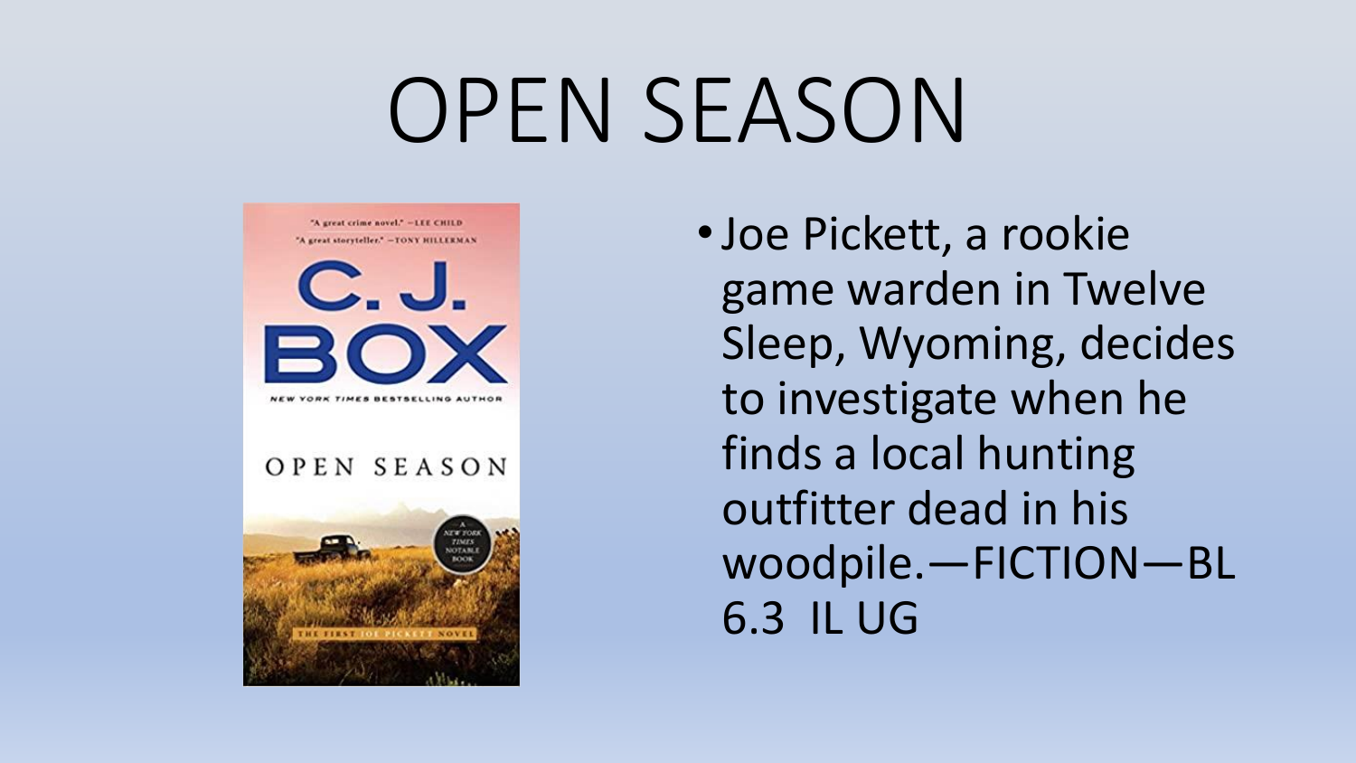# OPEN SEASON

- Joe Pickett, a rookie game warden in Twelve Sleep, Wyoming, decides to investigate when he finds a local hunting outfitter dead in his woodpile.—FICTION—BL 6.3 IL UG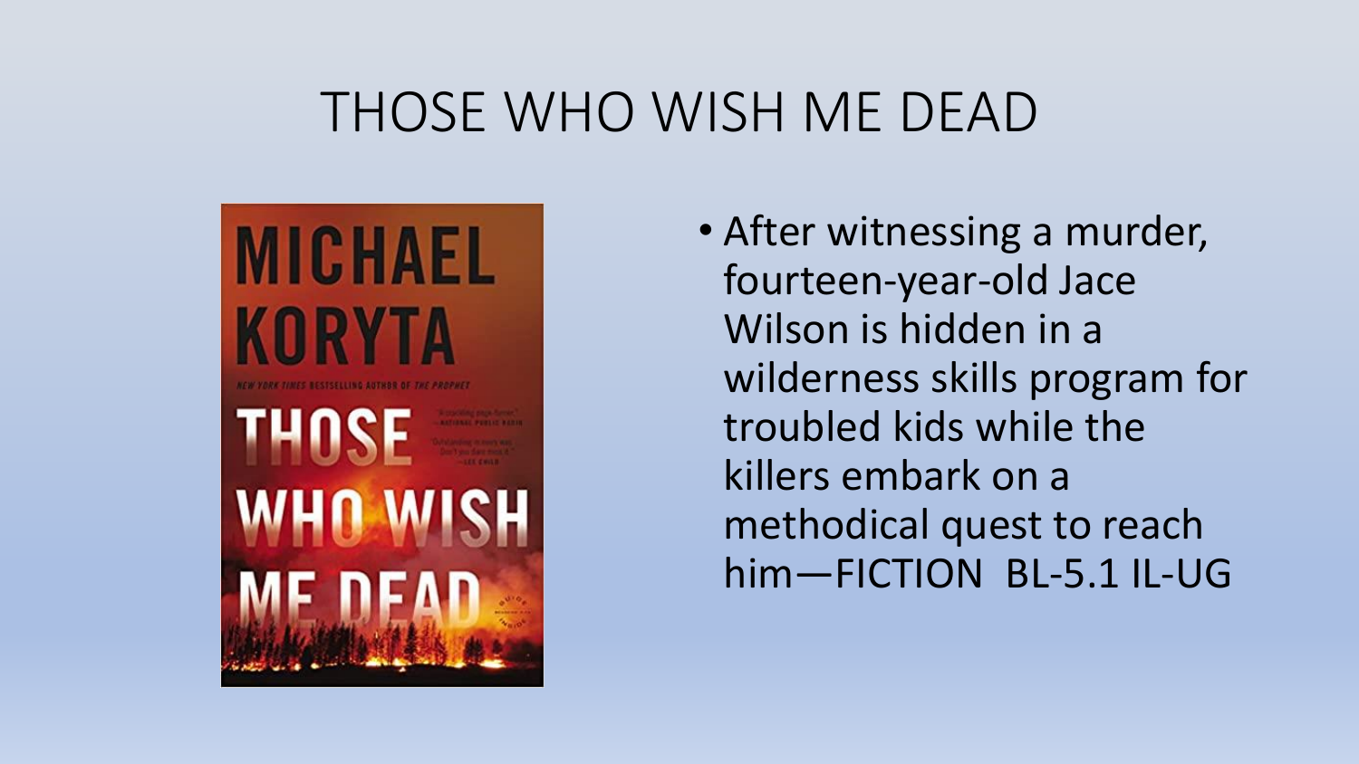# THOSE WHO WISH ME DEAD

- After witnessing a murder, fourteen-year-old Jace Wilson is hidden in a wilderness skills program for troubled kids while the killers embark on a methodical quest to reach him—FICTION BL-5.1 IL-UG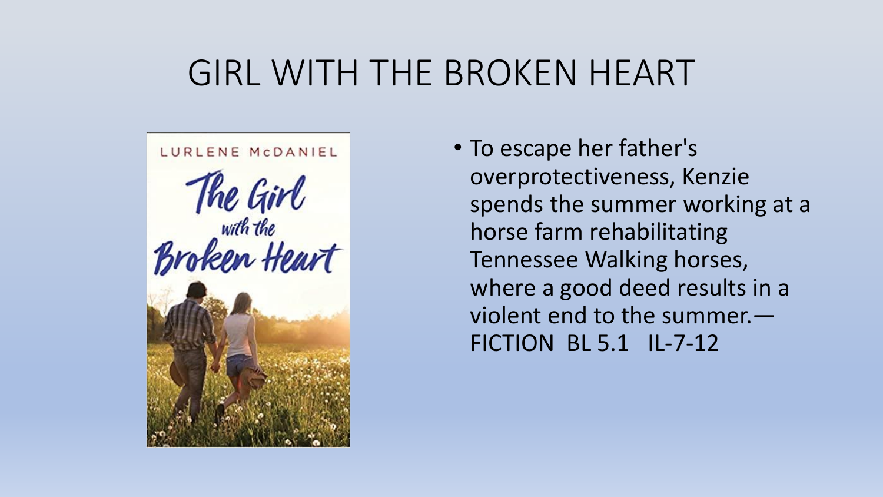# GIRL WITH THE BROKEN HEART

- To escape her father's overprotectiveness, Kenzie spends the summer working at a horse farm rehabilitating Tennessee Walking horses, where a good deed results in a violent end to the summer.—FICTION BL 5.1 IL-7-12